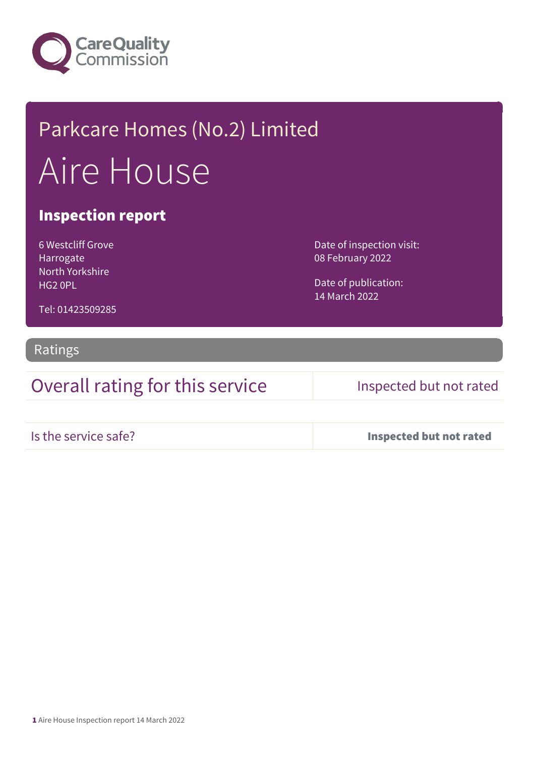Care Quality Commission

# Parkcare Homes (No.2) Limited

# Aire House

## Inspection report

6 Westcliff Grove
Harrogate
North Yorkshire
HG2 0PL

Tel: 01423509285

Date of inspection visit:
08 February 2022

Date of publication:
14 March 2022

## Ratings

| Overall rating for this service | Inspected but not rated |
|---|---|
| Is the service safe? | **Inspected but not rated** |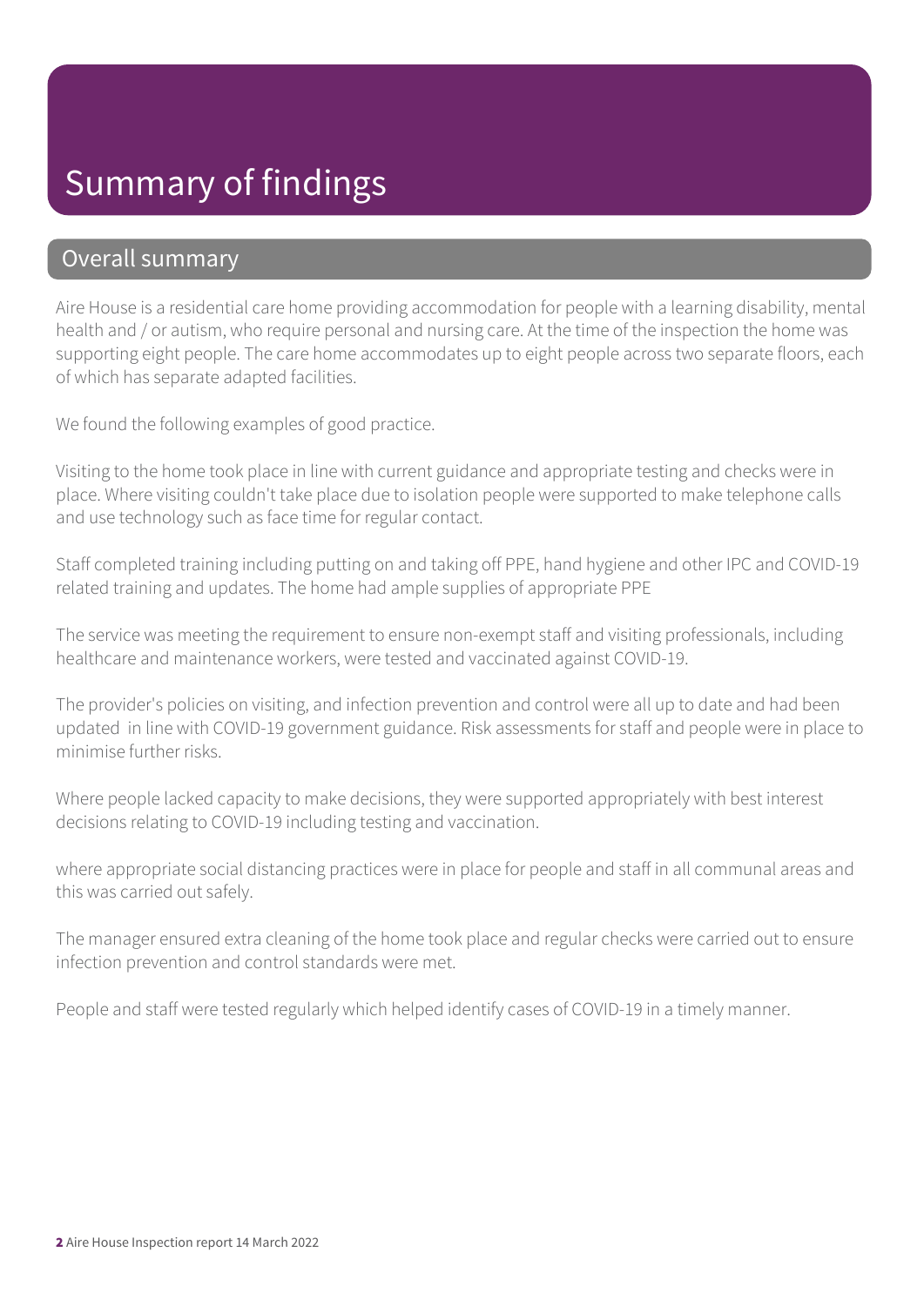# Summary of findings

## Overall summary

Aire House is a residential care home providing accommodation for people with a learning disability, mental health and / or autism, who require personal and nursing care. At the time of the inspection the home was supporting eight people. The care home accommodates up to eight people across two separate floors, each of which has separate adapted facilities.

We found the following examples of good practice.

Visiting to the home took place in line with current guidance and appropriate testing and checks were in place. Where visiting couldn't take place due to isolation people were supported to make telephone calls and use technology such as face time for regular contact.

Staff completed training including putting on and taking off PPE, hand hygiene and other IPC and COVID-19 related training and updates. The home had ample supplies of appropriate PPE

The service was meeting the requirement to ensure non-exempt staff and visiting professionals, including healthcare and maintenance workers, were tested and vaccinated against COVID-19.

The provider's policies on visiting, and infection prevention and control were all up to date and had been updated in line with COVID-19 government guidance. Risk assessments for staff and people were in place to minimise further risks.

Where people lacked capacity to make decisions, they were supported appropriately with best interest decisions relating to COVID-19 including testing and vaccination.

where appropriate social distancing practices were in place for people and staff in all communal areas and this was carried out safely.

The manager ensured extra cleaning of the home took place and regular checks were carried out to ensure infection prevention and control standards were met.

People and staff were tested regularly which helped identify cases of COVID-19 in a timely manner.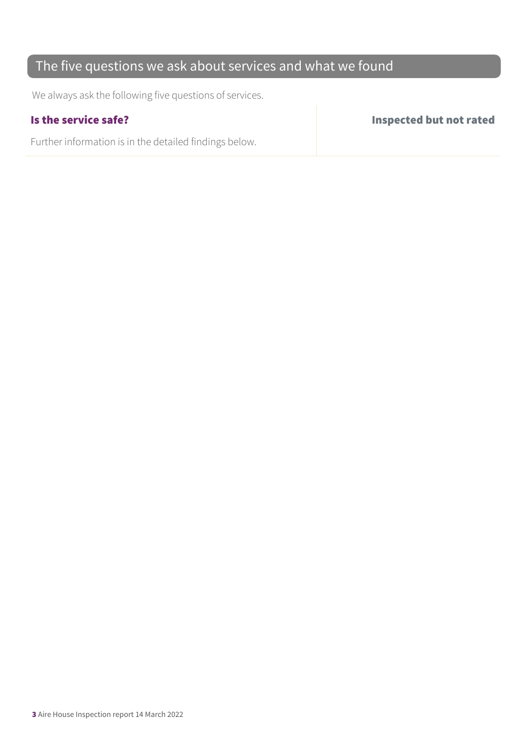## The five questions we ask about services and what we found

We always ask the following five questions of services.

| **Is the service safe?** | **Inspected but not rated** |
| --- | --- |
| Further information is in the detailed findings below. | |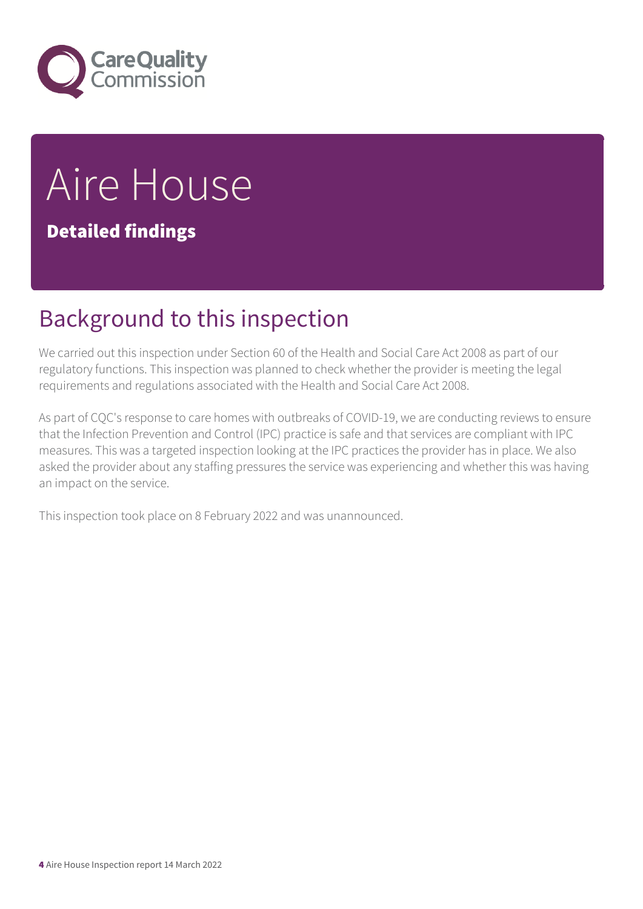# Aire House

**Detailed findings**

## Background to this inspection

We carried out this inspection under Section 60 of the Health and Social Care Act 2008 as part of our regulatory functions. This inspection was planned to check whether the provider is meeting the legal requirements and regulations associated with the Health and Social Care Act 2008.

As part of CQC's response to care homes with outbreaks of COVID-19, we are conducting reviews to ensure that the Infection Prevention and Control (IPC) practice is safe and that services are compliant with IPC measures. This was a targeted inspection looking at the IPC practices the provider has in place. We also asked the provider about any staffing pressures the service was experiencing and whether this was having an impact on the service.

This inspection took place on 8 February 2022 and was unannounced.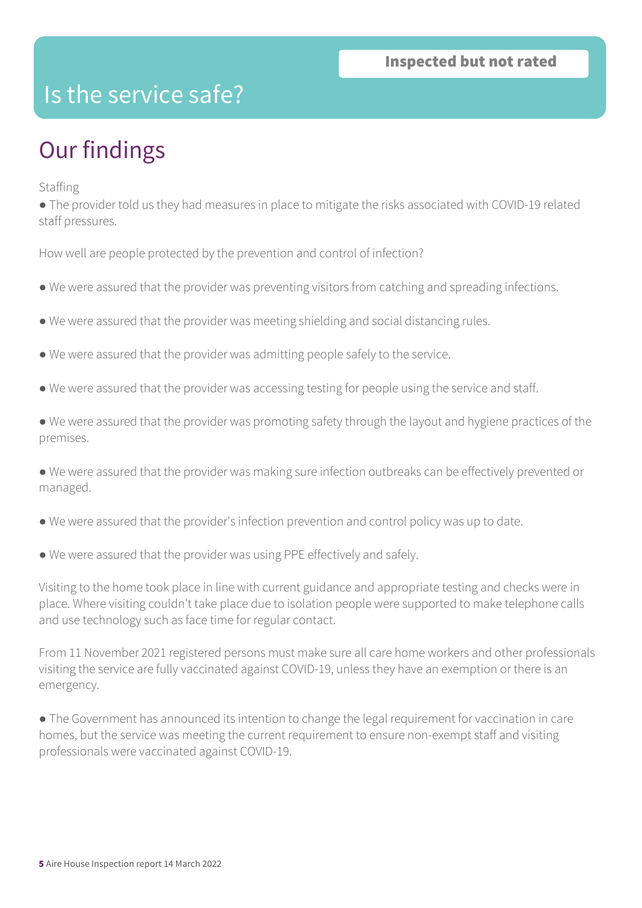# Is the service safe?

**Inspected but not rated**

## Our findings

Staffing

- The provider told us they had measures in place to mitigate the risks associated with COVID-19 related staff pressures.

How well are people protected by the prevention and control of infection?

- We were assured that the provider was preventing visitors from catching and spreading infections.
- We were assured that the provider was meeting shielding and social distancing rules.
- We were assured that the provider was admitting people safely to the service.
- We were assured that the provider was accessing testing for people using the service and staff.
- We were assured that the provider was promoting safety through the layout and hygiene practices of the premises.
- We were assured that the provider was making sure infection outbreaks can be effectively prevented or managed.
- We were assured that the provider's infection prevention and control policy was up to date.
- We were assured that the provider was using PPE effectively and safely.

Visiting to the home took place in line with current guidance and appropriate testing and checks were in place. Where visiting couldn't take place due to isolation people were supported to make telephone calls and use technology such as face time for regular contact.

From 11 November 2021 registered persons must make sure all care home workers and other professionals visiting the service are fully vaccinated against COVID-19, unless they have an exemption or there is an emergency.

- The Government has announced its intention to change the legal requirement for vaccination in care homes, but the service was meeting the current requirement to ensure non-exempt staff and visiting professionals were vaccinated against COVID-19.